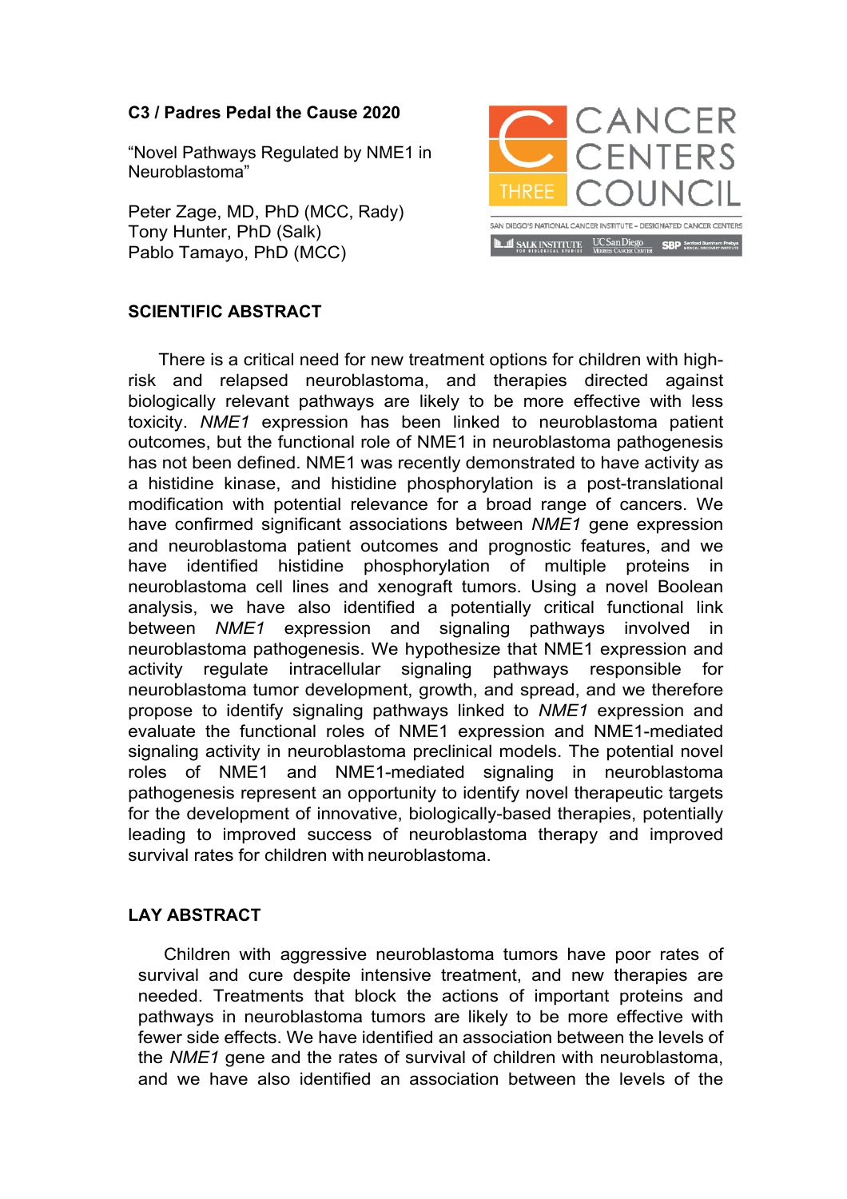**C3 / Padres Pedal the Cause 2020**

"Novel Pathways Regulated by NME1 in Neuroblastoma"

Peter Zage, MD, PhD (MCC, Rady)
Tony Hunter, PhD (Salk)
Pablo Tamayo, PhD (MCC)

CANCER CENTERS COUNCIL
THREE

SAN DIEGO'S NATIONAL CANCER INSTITUTE – DESIGNATED CANCER CENTERS

SALK INSTITUTE FOR BIOLOGICAL STUDIES | UC San Diego Moores Cancer Center | SBP Sanford Burnham Prebys Medical Discovery Institute

## SCIENTIFIC ABSTRACT

There is a critical need for new treatment options for children with high-risk and relapsed neuroblastoma, and therapies directed against biologically relevant pathways are likely to be more effective with less toxicity. *NME1* expression has been linked to neuroblastoma patient outcomes, but the functional role of NME1 in neuroblastoma pathogenesis has not been defined. NME1 was recently demonstrated to have activity as a histidine kinase, and histidine phosphorylation is a post-translational modification with potential relevance for a broad range of cancers. We have confirmed significant associations between *NME1* gene expression and neuroblastoma patient outcomes and prognostic features, and we have identified histidine phosphorylation of multiple proteins in neuroblastoma cell lines and xenograft tumors. Using a novel Boolean analysis, we have also identified a potentially critical functional link between *NME1* expression and signaling pathways involved in neuroblastoma pathogenesis. We hypothesize that NME1 expression and activity regulate intracellular signaling pathways responsible for neuroblastoma tumor development, growth, and spread, and we therefore propose to identify signaling pathways linked to *NME1* expression and evaluate the functional roles of NME1 expression and NME1-mediated signaling activity in neuroblastoma preclinical models. The potential novel roles of NME1 and NME1-mediated signaling in neuroblastoma pathogenesis represent an opportunity to identify novel therapeutic targets for the development of innovative, biologically-based therapies, potentially leading to improved success of neuroblastoma therapy and improved survival rates for children with neuroblastoma.

## LAY ABSTRACT

Children with aggressive neuroblastoma tumors have poor rates of survival and cure despite intensive treatment, and new therapies are needed. Treatments that block the actions of important proteins and pathways in neuroblastoma tumors are likely to be more effective with fewer side effects. We have identified an association between the levels of the *NME1* gene and the rates of survival of children with neuroblastoma, and we have also identified an association between the levels of the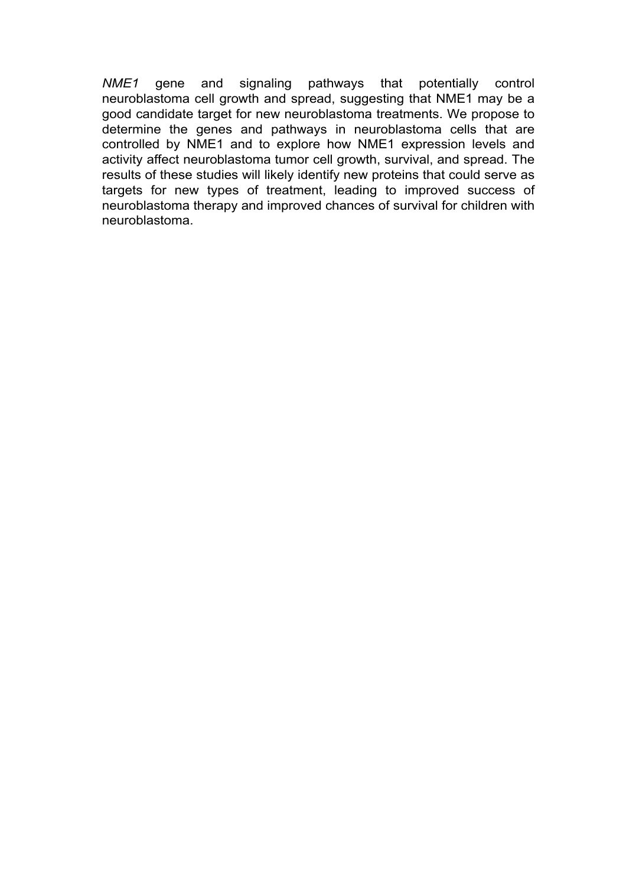*NME1* gene and signaling pathways that potentially control neuroblastoma cell growth and spread, suggesting that NME1 may be a good candidate target for new neuroblastoma treatments. We propose to determine the genes and pathways in neuroblastoma cells that are controlled by NME1 and to explore how NME1 expression levels and activity affect neuroblastoma tumor cell growth, survival, and spread. The results of these studies will likely identify new proteins that could serve as targets for new types of treatment, leading to improved success of neuroblastoma therapy and improved chances of survival for children with neuroblastoma.